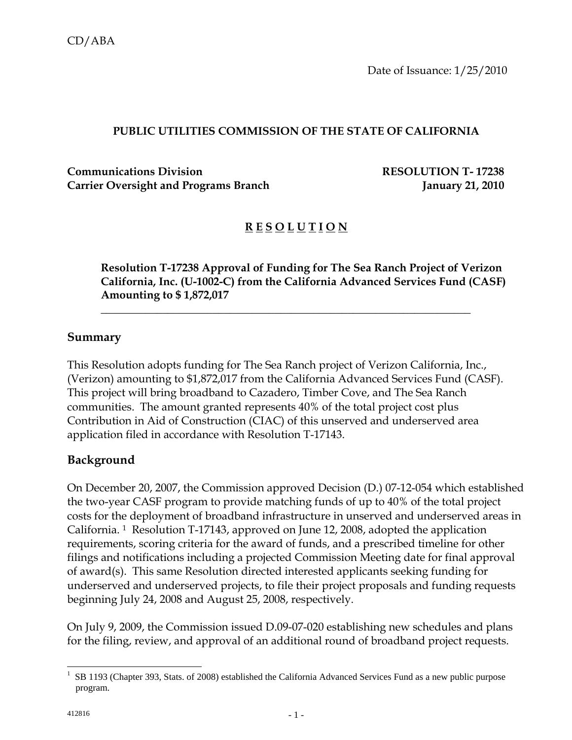CD/ABA

Date of Issuance: 1/25/2010

**PUBLIC UTILITIES COMMISSION OF THE STATE OF CALIFORNIA**

**Communications Division** **RESOLUTION T- 17238**
**Carrier Oversight and Programs Branch** **January 21, 2010**

# R E S O L U T I O N

**Resolution T-17238 Approval of Funding for The Sea Ranch Project of Verizon California, Inc. (U-1002-C) from the California Advanced Services Fund (CASF) Amounting to $ 1,872,017**

---

## Summary

This Resolution adopts funding for The Sea Ranch project of Verizon California, Inc., (Verizon) amounting to $1,872,017 from the California Advanced Services Fund (CASF). This project will bring broadband to Cazadero, Timber Cove, and The Sea Ranch communities. The amount granted represents 40% of the total project cost plus Contribution in Aid of Construction (CIAC) of this unserved and underserved area application filed in accordance with Resolution T-17143.

## Background

On December 20, 2007, the Commission approved Decision (D.) 07-12-054 which established the two-year CASF program to provide matching funds of up to 40% of the total project costs for the deployment of broadband infrastructure in unserved and underserved areas in California. [1] Resolution T-17143, approved on June 12, 2008, adopted the application requirements, scoring criteria for the award of funds, and a prescribed timeline for other filings and notifications including a projected Commission Meeting date for final approval of award(s). This same Resolution directed interested applicants seeking funding for underserved and underserved projects, to file their project proposals and funding requests beginning July 24, 2008 and August 25, 2008, respectively.

On July 9, 2009, the Commission issued D.09-07-020 establishing new schedules and plans for the filing, review, and approval of an additional round of broadband project requests.

---

[1] SB 1193 (Chapter 393, Stats. of 2008) established the California Advanced Services Fund as a new public purpose program.

412816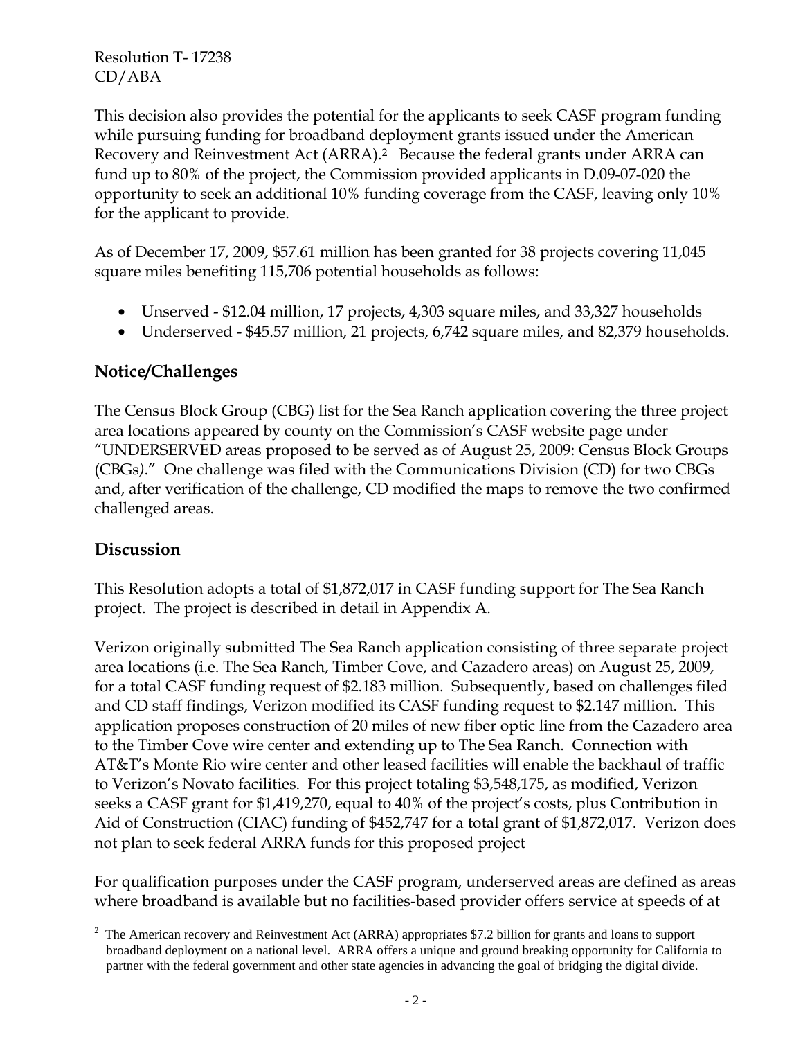This decision also provides the potential for the applicants to seek CASF program funding while pursuing funding for broadband deployment grants issued under the American Recovery and Reinvestment Act (ARRA).[2] Because the federal grants under ARRA can fund up to 80% of the project, the Commission provided applicants in D.09-07-020 the opportunity to seek an additional 10% funding coverage from the CASF, leaving only 10% for the applicant to provide.

As of December 17, 2009, $57.61 million has been granted for 38 projects covering 11,045 square miles benefiting 115,706 potential households as follows:

- Unserved - $12.04 million, 17 projects, 4,303 square miles, and 33,327 households
- Underserved - $45.57 million, 21 projects, 6,742 square miles, and 82,379 households.

## Notice/Challenges

The Census Block Group (CBG) list for the Sea Ranch application covering the three project area locations appeared by county on the Commission's CASF website page under "UNDERSERVED areas proposed to be served as of August 25, 2009: Census Block Groups (CBGs)." One challenge was filed with the Communications Division (CD) for two CBGs and, after verification of the challenge, CD modified the maps to remove the two confirmed challenged areas.

## Discussion

This Resolution adopts a total of $1,872,017 in CASF funding support for The Sea Ranch project. The project is described in detail in Appendix A.

Verizon originally submitted The Sea Ranch application consisting of three separate project area locations (i.e. The Sea Ranch, Timber Cove, and Cazadero areas) on August 25, 2009, for a total CASF funding request of $2.183 million. Subsequently, based on challenges filed and CD staff findings, Verizon modified its CASF funding request to $2.147 million. This application proposes construction of 20 miles of new fiber optic line from the Cazadero area to the Timber Cove wire center and extending up to The Sea Ranch. Connection with AT&T's Monte Rio wire center and other leased facilities will enable the backhaul of traffic to Verizon's Novato facilities. For this project totaling $3,548,175, as modified, Verizon seeks a CASF grant for $1,419,270, equal to 40% of the project's costs, plus Contribution in Aid of Construction (CIAC) funding of $452,747 for a total grant of $1,872,017. Verizon does not plan to seek federal ARRA funds for this proposed project

For qualification purposes under the CASF program, underserved areas are defined as areas where broadband is available but no facilities-based provider offers service at speeds of at

[2] The American recovery and Reinvestment Act (ARRA) appropriates $7.2 billion for grants and loans to support broadband deployment on a national level. ARRA offers a unique and ground breaking opportunity for California to partner with the federal government and other state agencies in advancing the goal of bridging the digital divide.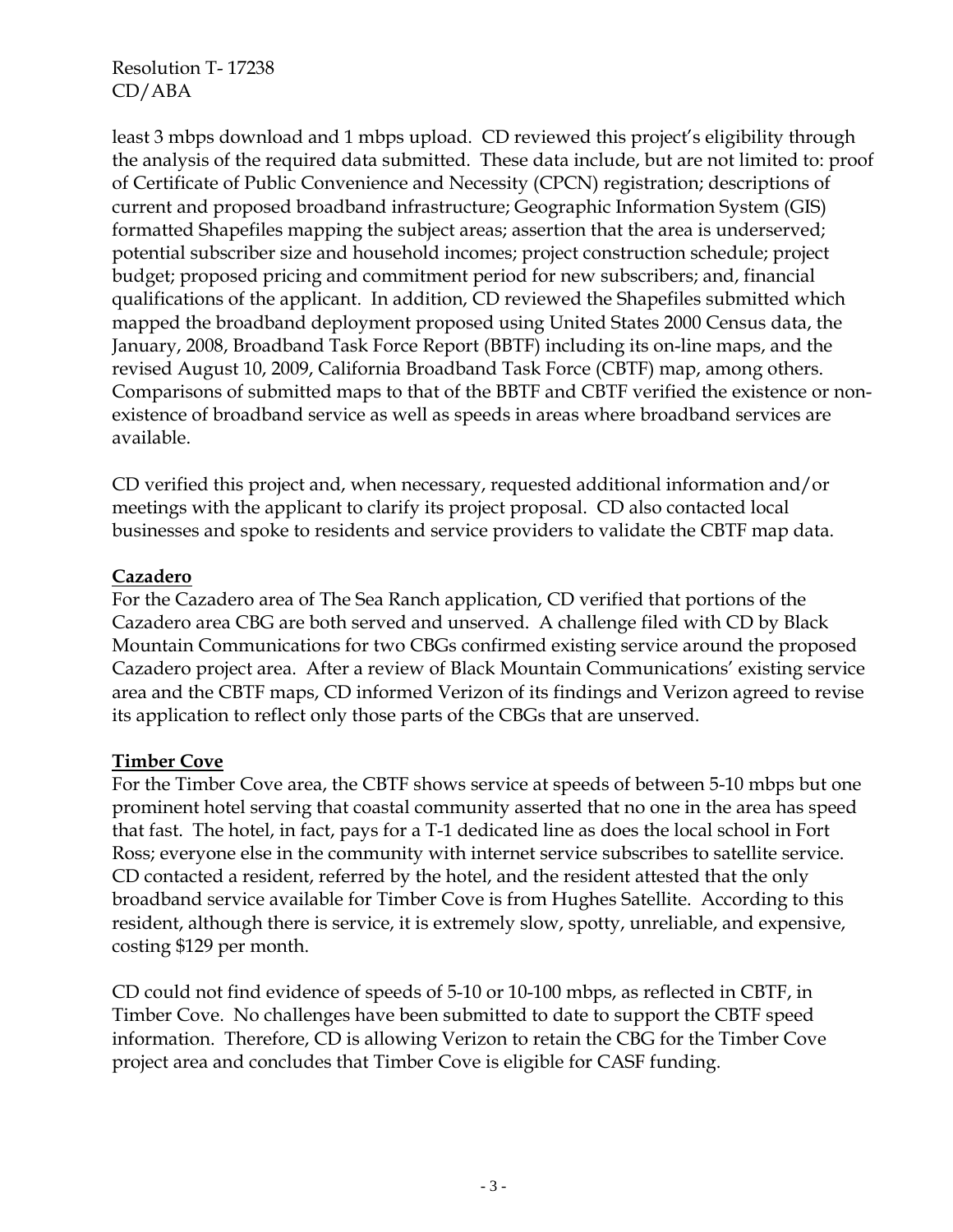least 3 mbps download and 1 mbps upload. CD reviewed this project's eligibility through the analysis of the required data submitted. These data include, but are not limited to: proof of Certificate of Public Convenience and Necessity (CPCN) registration; descriptions of current and proposed broadband infrastructure; Geographic Information System (GIS) formatted Shapefiles mapping the subject areas; assertion that the area is underserved; potential subscriber size and household incomes; project construction schedule; project budget; proposed pricing and commitment period for new subscribers; and, financial qualifications of the applicant. In addition, CD reviewed the Shapefiles submitted which mapped the broadband deployment proposed using United States 2000 Census data, the January, 2008, Broadband Task Force Report (BBTF) including its on-line maps, and the revised August 10, 2009, California Broadband Task Force (CBTF) map, among others. Comparisons of submitted maps to that of the BBTF and CBTF verified the existence or non-existence of broadband service as well as speeds in areas where broadband services are available.

CD verified this project and, when necessary, requested additional information and/or meetings with the applicant to clarify its project proposal. CD also contacted local businesses and spoke to residents and service providers to validate the CBTF map data.

**Cazadero**

For the Cazadero area of The Sea Ranch application, CD verified that portions of the Cazadero area CBG are both served and unserved. A challenge filed with CD by Black Mountain Communications for two CBGs confirmed existing service around the proposed Cazadero project area. After a review of Black Mountain Communications' existing service area and the CBTF maps, CD informed Verizon of its findings and Verizon agreed to revise its application to reflect only those parts of the CBGs that are unserved.

**Timber Cove**

For the Timber Cove area, the CBTF shows service at speeds of between 5-10 mbps but one prominent hotel serving that coastal community asserted that no one in the area has speed that fast. The hotel, in fact, pays for a T-1 dedicated line as does the local school in Fort Ross; everyone else in the community with internet service subscribes to satellite service. CD contacted a resident, referred by the hotel, and the resident attested that the only broadband service available for Timber Cove is from Hughes Satellite. According to this resident, although there is service, it is extremely slow, spotty, unreliable, and expensive, costing $129 per month.

CD could not find evidence of speeds of 5-10 or 10-100 mbps, as reflected in CBTF, in Timber Cove. No challenges have been submitted to date to support the CBTF speed information. Therefore, CD is allowing Verizon to retain the CBG for the Timber Cove project area and concludes that Timber Cove is eligible for CASF funding.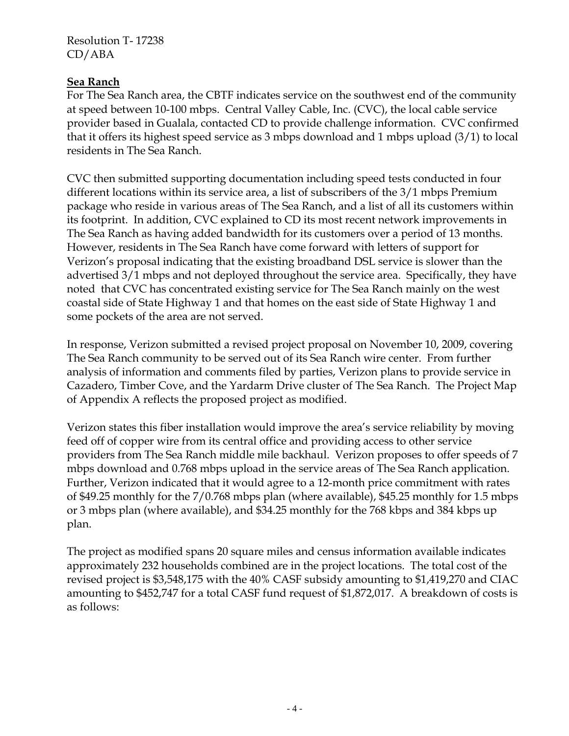**Sea Ranch**

For The Sea Ranch area, the CBTF indicates service on the southwest end of the community at speed between 10-100 mbps. Central Valley Cable, Inc. (CVC), the local cable service provider based in Gualala, contacted CD to provide challenge information. CVC confirmed that it offers its highest speed service as 3 mbps download and 1 mbps upload (3/1) to local residents in The Sea Ranch.

CVC then submitted supporting documentation including speed tests conducted in four different locations within its service area, a list of subscribers of the 3/1 mbps Premium package who reside in various areas of The Sea Ranch, and a list of all its customers within its footprint. In addition, CVC explained to CD its most recent network improvements in The Sea Ranch as having added bandwidth for its customers over a period of 13 months. However, residents in The Sea Ranch have come forward with letters of support for Verizon's proposal indicating that the existing broadband DSL service is slower than the advertised 3/1 mbps and not deployed throughout the service area. Specifically, they have noted that CVC has concentrated existing service for The Sea Ranch mainly on the west coastal side of State Highway 1 and that homes on the east side of State Highway 1 and some pockets of the area are not served.

In response, Verizon submitted a revised project proposal on November 10, 2009, covering The Sea Ranch community to be served out of its Sea Ranch wire center. From further analysis of information and comments filed by parties, Verizon plans to provide service in Cazadero, Timber Cove, and the Yardarm Drive cluster of The Sea Ranch. The Project Map of Appendix A reflects the proposed project as modified.

Verizon states this fiber installation would improve the area's service reliability by moving feed off of copper wire from its central office and providing access to other service providers from The Sea Ranch middle mile backhaul. Verizon proposes to offer speeds of 7 mbps download and 0.768 mbps upload in the service areas of The Sea Ranch application. Further, Verizon indicated that it would agree to a 12-month price commitment with rates of $49.25 monthly for the 7/0.768 mbps plan (where available), $45.25 monthly for 1.5 mbps or 3 mbps plan (where available), and $34.25 monthly for the 768 kbps and 384 kbps up plan.

The project as modified spans 20 square miles and census information available indicates approximately 232 households combined are in the project locations. The total cost of the revised project is $3,548,175 with the 40% CASF subsidy amounting to $1,419,270 and CIAC amounting to $452,747 for a total CASF fund request of $1,872,017. A breakdown of costs is as follows: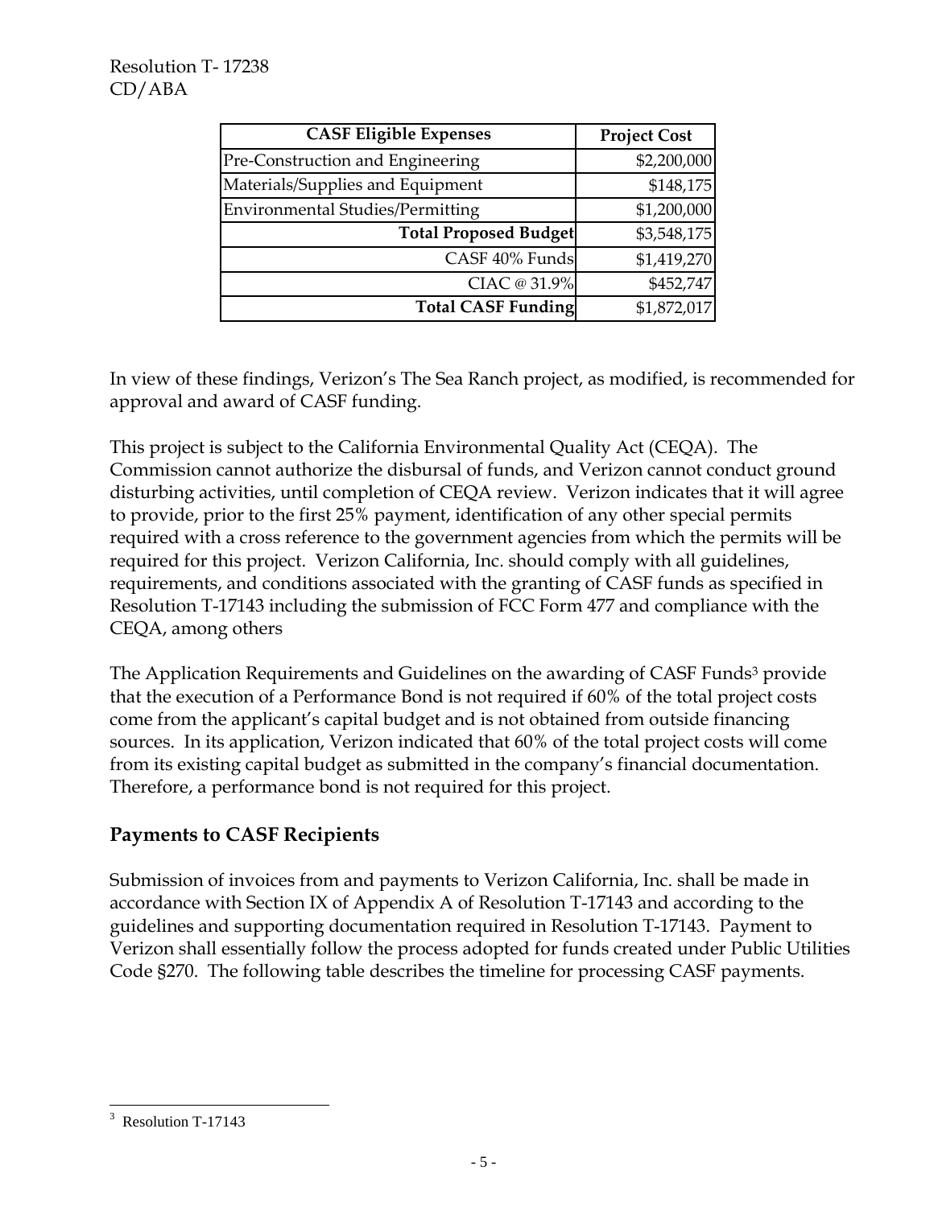| CASF Eligible Expenses | Project Cost |
|---|---|
| Pre-Construction and Engineering | \$2,200,000 |
| Materials/Supplies and Equipment | \$148,175 |
| Environmental Studies/Permitting | \$1,200,000 |
| **Total Proposed Budget** | \$3,548,175 |
| CASF 40% Funds | \$1,419,270 |
| CIAC @ 31.9% | \$452,747 |
| **Total CASF Funding** | \$1,872,017 |

In view of these findings, Verizon's The Sea Ranch project, as modified, is recommended for approval and award of CASF funding.

This project is subject to the California Environmental Quality Act (CEQA). The Commission cannot authorize the disbursal of funds, and Verizon cannot conduct ground disturbing activities, until completion of CEQA review. Verizon indicates that it will agree to provide, prior to the first 25% payment, identification of any other special permits required with a cross reference to the government agencies from which the permits will be required for this project. Verizon California, Inc. should comply with all guidelines, requirements, and conditions associated with the granting of CASF funds as specified in Resolution T-17143 including the submission of FCC Form 477 and compliance with the CEQA, among others

The Application Requirements and Guidelines on the awarding of CASF Funds[3] provide that the execution of a Performance Bond is not required if 60% of the total project costs come from the applicant's capital budget and is not obtained from outside financing sources. In its application, Verizon indicated that 60% of the total project costs will come from its existing capital budget as submitted in the company's financial documentation. Therefore, a performance bond is not required for this project.

## Payments to CASF Recipients

Submission of invoices from and payments to Verizon California, Inc. shall be made in accordance with Section IX of Appendix A of Resolution T-17143 and according to the guidelines and supporting documentation required in Resolution T-17143. Payment to Verizon shall essentially follow the process adopted for funds created under Public Utilities Code §270. The following table describes the timeline for processing CASF payments.

[3] Resolution T-17143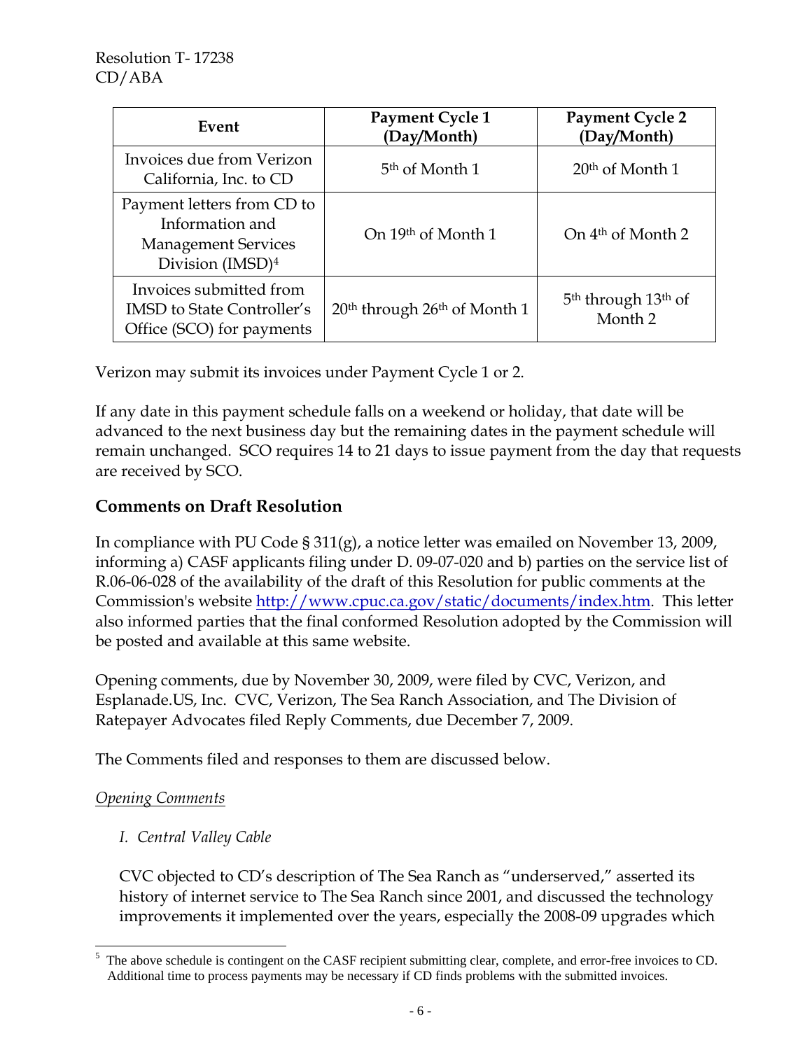| Event | Payment Cycle 1 (Day/Month) | Payment Cycle 2 (Day/Month) |
|---|---|---|
| Invoices due from Verizon California, Inc. to CD | 5th of Month 1 | 20th of Month 1 |
| Payment letters from CD to Information and Management Services Division (IMSD)[4] | On 19th of Month 1 | On 4th of Month 2 |
| Invoices submitted from IMSD to State Controller's Office (SCO) for payments | 20th through 26th of Month 1 | 5th through 13th of Month 2 |

Verizon may submit its invoices under Payment Cycle 1 or 2.

If any date in this payment schedule falls on a weekend or holiday, that date will be advanced to the next business day but the remaining dates in the payment schedule will remain unchanged. SCO requires 14 to 21 days to issue payment from the day that requests are received by SCO.

## Comments on Draft Resolution

In compliance with PU Code § 311(g), a notice letter was emailed on November 13, 2009, informing a) CASF applicants filing under D. 09-07-020 and b) parties on the service list of R.06-06-028 of the availability of the draft of this Resolution for public comments at the Commission's website http://www.cpuc.ca.gov/static/documents/index.htm. This letter also informed parties that the final conformed Resolution adopted by the Commission will be posted and available at this same website.

Opening comments, due by November 30, 2009, were filed by CVC, Verizon, and Esplanade.US, Inc. CVC, Verizon, The Sea Ranch Association, and The Division of Ratepayer Advocates filed Reply Comments, due December 7, 2009.

The Comments filed and responses to them are discussed below.

<u>*Opening Comments*</u>

*I. Central Valley Cable*

CVC objected to CD's description of The Sea Ranch as "underserved," asserted its history of internet service to The Sea Ranch since 2001, and discussed the technology improvements it implemented over the years, especially the 2008-09 upgrades which

---

[5] The above schedule is contingent on the CASF recipient submitting clear, complete, and error-free invoices to CD. Additional time to process payments may be necessary if CD finds problems with the submitted invoices.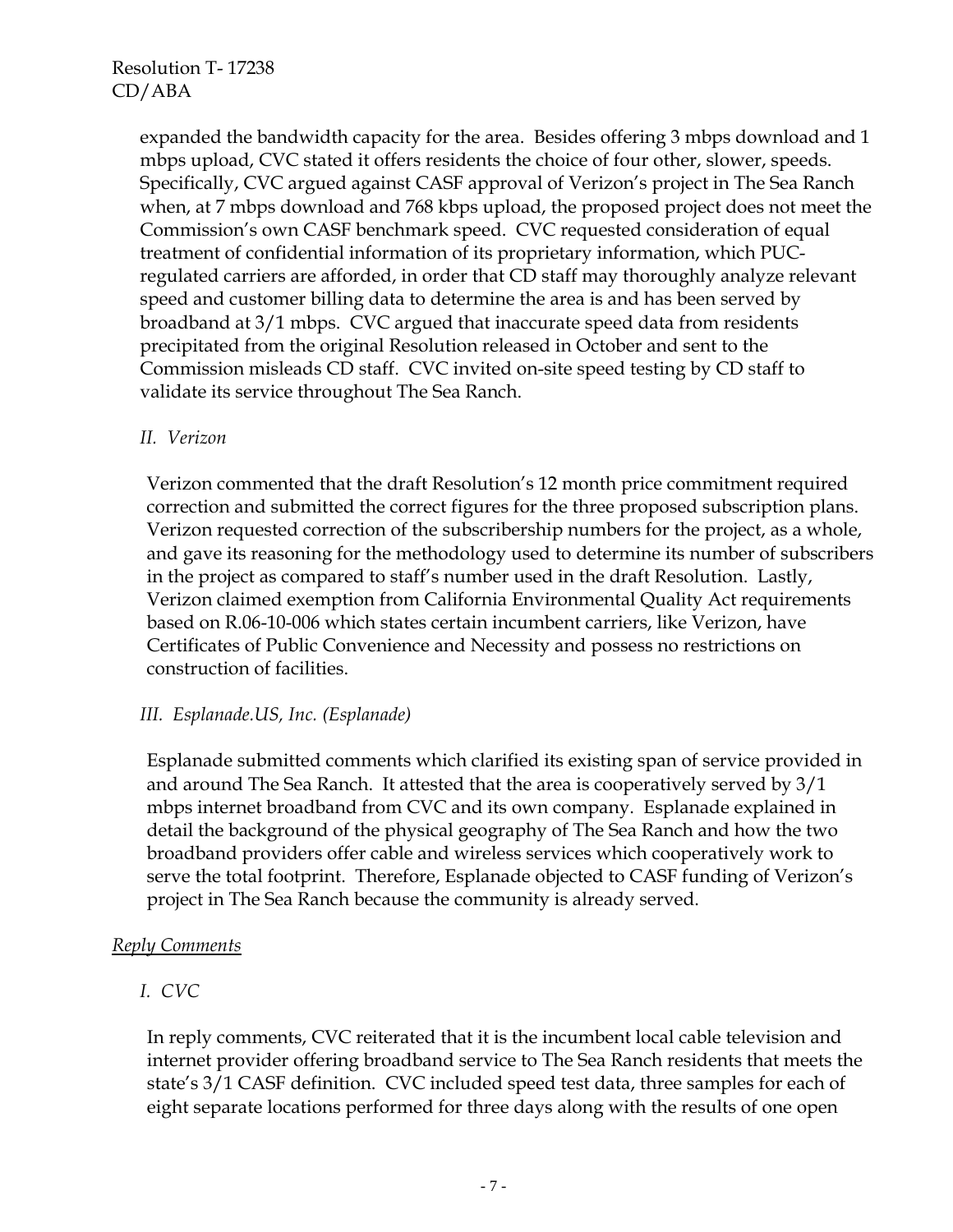expanded the bandwidth capacity for the area. Besides offering 3 mbps download and 1 mbps upload, CVC stated it offers residents the choice of four other, slower, speeds. Specifically, CVC argued against CASF approval of Verizon's project in The Sea Ranch when, at 7 mbps download and 768 kbps upload, the proposed project does not meet the Commission's own CASF benchmark speed. CVC requested consideration of equal treatment of confidential information of its proprietary information, which PUC-regulated carriers are afforded, in order that CD staff may thoroughly analyze relevant speed and customer billing data to determine the area is and has been served by broadband at 3/1 mbps. CVC argued that inaccurate speed data from residents precipitated from the original Resolution released in October and sent to the Commission misleads CD staff. CVC invited on-site speed testing by CD staff to validate its service throughout The Sea Ranch.

*II. Verizon*

Verizon commented that the draft Resolution's 12 month price commitment required correction and submitted the correct figures for the three proposed subscription plans. Verizon requested correction of the subscribership numbers for the project, as a whole, and gave its reasoning for the methodology used to determine its number of subscribers in the project as compared to staff's number used in the draft Resolution. Lastly, Verizon claimed exemption from California Environmental Quality Act requirements based on R.06-10-006 which states certain incumbent carriers, like Verizon, have Certificates of Public Convenience and Necessity and possess no restrictions on construction of facilities.

*III. Esplanade.US, Inc. (Esplanade)*

Esplanade submitted comments which clarified its existing span of service provided in and around The Sea Ranch. It attested that the area is cooperatively served by 3/1 mbps internet broadband from CVC and its own company. Esplanade explained in detail the background of the physical geography of The Sea Ranch and how the two broadband providers offer cable and wireless services which cooperatively work to serve the total footprint. Therefore, Esplanade objected to CASF funding of Verizon's project in The Sea Ranch because the community is already served.

<u>*Reply Comments*</u>

*I. CVC*

In reply comments, CVC reiterated that it is the incumbent local cable television and internet provider offering broadband service to The Sea Ranch residents that meets the state's 3/1 CASF definition. CVC included speed test data, three samples for each of eight separate locations performed for three days along with the results of one open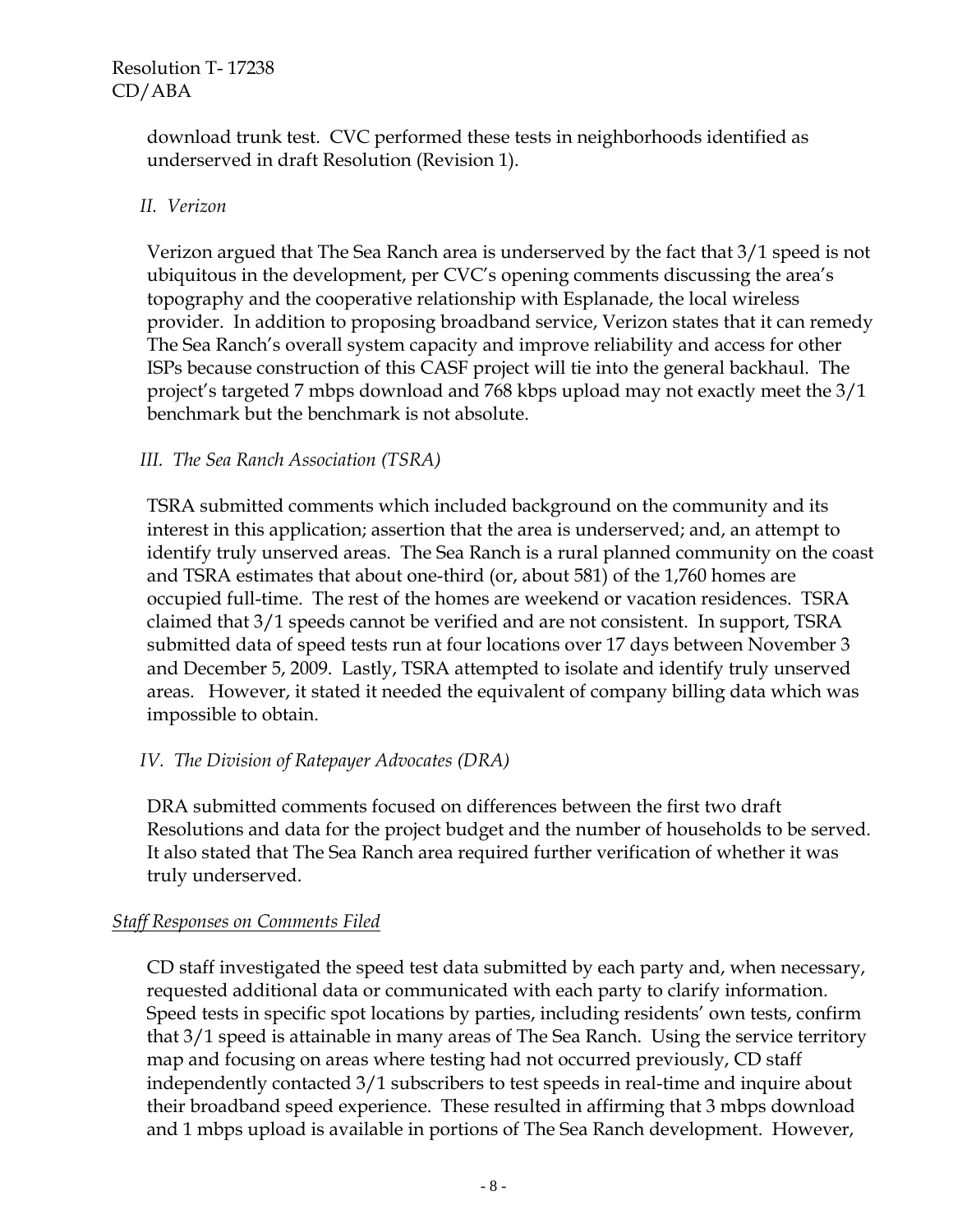download trunk test. CVC performed these tests in neighborhoods identified as underserved in draft Resolution (Revision 1).

*II. Verizon*

Verizon argued that The Sea Ranch area is underserved by the fact that 3/1 speed is not ubiquitous in the development, per CVC's opening comments discussing the area's topography and the cooperative relationship with Esplanade, the local wireless provider. In addition to proposing broadband service, Verizon states that it can remedy The Sea Ranch's overall system capacity and improve reliability and access for other ISPs because construction of this CASF project will tie into the general backhaul. The project's targeted 7 mbps download and 768 kbps upload may not exactly meet the 3/1 benchmark but the benchmark is not absolute.

*III. The Sea Ranch Association (TSRA)*

TSRA submitted comments which included background on the community and its interest in this application; assertion that the area is underserved; and, an attempt to identify truly unserved areas. The Sea Ranch is a rural planned community on the coast and TSRA estimates that about one-third (or, about 581) of the 1,760 homes are occupied full-time. The rest of the homes are weekend or vacation residences. TSRA claimed that 3/1 speeds cannot be verified and are not consistent. In support, TSRA submitted data of speed tests run at four locations over 17 days between November 3 and December 5, 2009. Lastly, TSRA attempted to isolate and identify truly unserved areas. However, it stated it needed the equivalent of company billing data which was impossible to obtain.

*IV. The Division of Ratepayer Advocates (DRA)*

DRA submitted comments focused on differences between the first two draft Resolutions and data for the project budget and the number of households to be served. It also stated that The Sea Ranch area required further verification of whether it was truly underserved.

*Staff Responses on Comments Filed*

CD staff investigated the speed test data submitted by each party and, when necessary, requested additional data or communicated with each party to clarify information. Speed tests in specific spot locations by parties, including residents' own tests, confirm that 3/1 speed is attainable in many areas of The Sea Ranch. Using the service territory map and focusing on areas where testing had not occurred previously, CD staff independently contacted 3/1 subscribers to test speeds in real-time and inquire about their broadband speed experience. These resulted in affirming that 3 mbps download and 1 mbps upload is available in portions of The Sea Ranch development. However,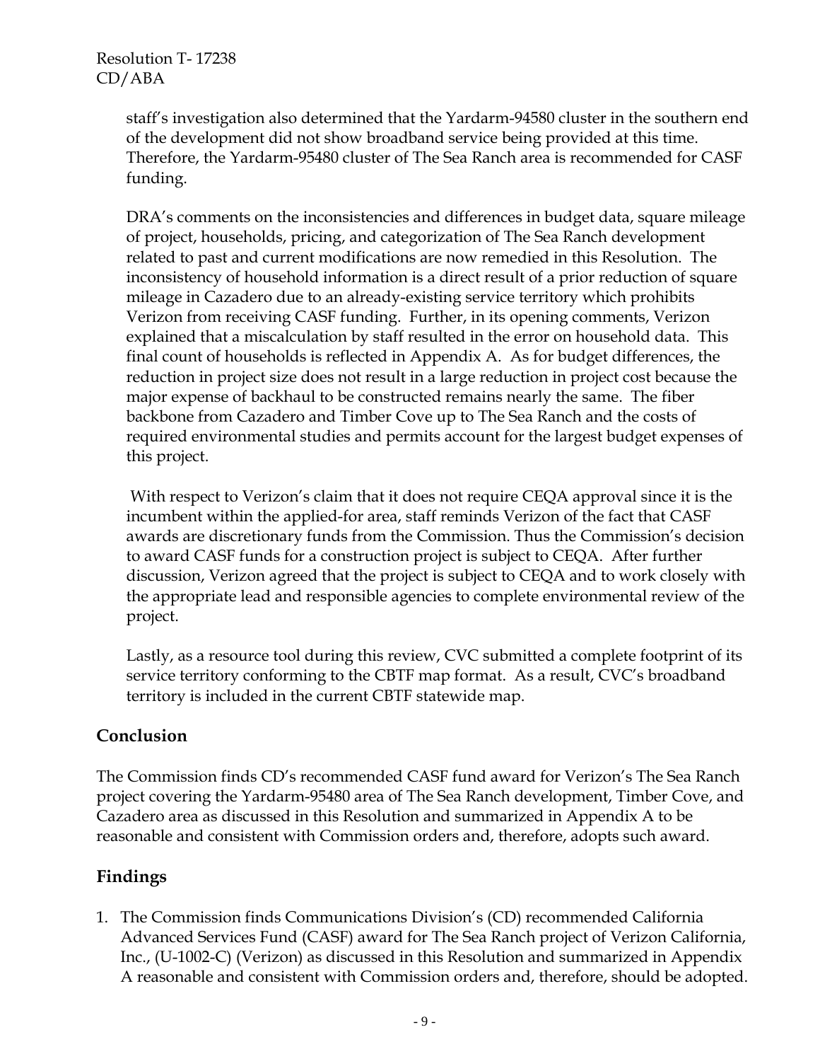staff's investigation also determined that the Yardarm-94580 cluster in the southern end of the development did not show broadband service being provided at this time. Therefore, the Yardarm-95480 cluster of The Sea Ranch area is recommended for CASF funding.

DRA's comments on the inconsistencies and differences in budget data, square mileage of project, households, pricing, and categorization of The Sea Ranch development related to past and current modifications are now remedied in this Resolution. The inconsistency of household information is a direct result of a prior reduction of square mileage in Cazadero due to an already-existing service territory which prohibits Verizon from receiving CASF funding. Further, in its opening comments, Verizon explained that a miscalculation by staff resulted in the error on household data. This final count of households is reflected in Appendix A. As for budget differences, the reduction in project size does not result in a large reduction in project cost because the major expense of backhaul to be constructed remains nearly the same. The fiber backbone from Cazadero and Timber Cove up to The Sea Ranch and the costs of required environmental studies and permits account for the largest budget expenses of this project.

With respect to Verizon's claim that it does not require CEQA approval since it is the incumbent within the applied-for area, staff reminds Verizon of the fact that CASF awards are discretionary funds from the Commission. Thus the Commission's decision to award CASF funds for a construction project is subject to CEQA. After further discussion, Verizon agreed that the project is subject to CEQA and to work closely with the appropriate lead and responsible agencies to complete environmental review of the project.

Lastly, as a resource tool during this review, CVC submitted a complete footprint of its service territory conforming to the CBTF map format. As a result, CVC's broadband territory is included in the current CBTF statewide map.

## Conclusion

The Commission finds CD's recommended CASF fund award for Verizon's The Sea Ranch project covering the Yardarm-95480 area of The Sea Ranch development, Timber Cove, and Cazadero area as discussed in this Resolution and summarized in Appendix A to be reasonable and consistent with Commission orders and, therefore, adopts such award.

## Findings

1. The Commission finds Communications Division's (CD) recommended California Advanced Services Fund (CASF) award for The Sea Ranch project of Verizon California, Inc., (U-1002-C) (Verizon) as discussed in this Resolution and summarized in Appendix A reasonable and consistent with Commission orders and, therefore, should be adopted.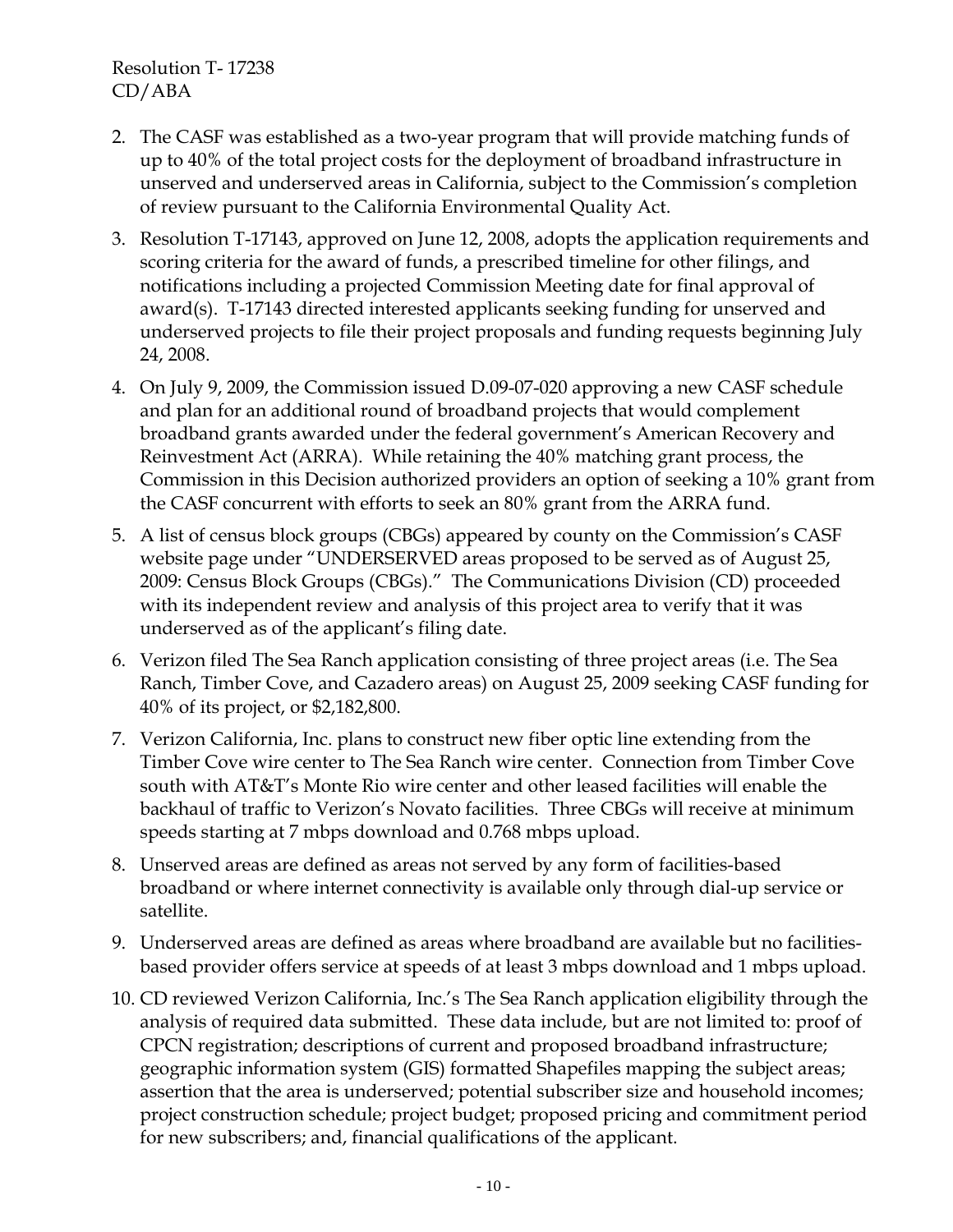2. The CASF was established as a two-year program that will provide matching funds of up to 40% of the total project costs for the deployment of broadband infrastructure in unserved and underserved areas in California, subject to the Commission's completion of review pursuant to the California Environmental Quality Act.

3. Resolution T-17143, approved on June 12, 2008, adopts the application requirements and scoring criteria for the award of funds, a prescribed timeline for other filings, and notifications including a projected Commission Meeting date for final approval of award(s). T-17143 directed interested applicants seeking funding for unserved and underserved projects to file their project proposals and funding requests beginning July 24, 2008.

4. On July 9, 2009, the Commission issued D.09-07-020 approving a new CASF schedule and plan for an additional round of broadband projects that would complement broadband grants awarded under the federal government's American Recovery and Reinvestment Act (ARRA). While retaining the 40% matching grant process, the Commission in this Decision authorized providers an option of seeking a 10% grant from the CASF concurrent with efforts to seek an 80% grant from the ARRA fund.

5. A list of census block groups (CBGs) appeared by county on the Commission's CASF website page under "UNDERSERVED areas proposed to be served as of August 25, 2009: Census Block Groups (CBGs)." The Communications Division (CD) proceeded with its independent review and analysis of this project area to verify that it was underserved as of the applicant's filing date.

6. Verizon filed The Sea Ranch application consisting of three project areas (i.e. The Sea Ranch, Timber Cove, and Cazadero areas) on August 25, 2009 seeking CASF funding for 40% of its project, or $2,182,800.

7. Verizon California, Inc. plans to construct new fiber optic line extending from the Timber Cove wire center to The Sea Ranch wire center. Connection from Timber Cove south with AT&T's Monte Rio wire center and other leased facilities will enable the backhaul of traffic to Verizon's Novato facilities. Three CBGs will receive at minimum speeds starting at 7 mbps download and 0.768 mbps upload.

8. Unserved areas are defined as areas not served by any form of facilities-based broadband or where internet connectivity is available only through dial-up service or satellite.

9. Underserved areas are defined as areas where broadband are available but no facilities-based provider offers service at speeds of at least 3 mbps download and 1 mbps upload.

10. CD reviewed Verizon California, Inc.'s The Sea Ranch application eligibility through the analysis of required data submitted. These data include, but are not limited to: proof of CPCN registration; descriptions of current and proposed broadband infrastructure; geographic information system (GIS) formatted Shapefiles mapping the subject areas; assertion that the area is underserved; potential subscriber size and household incomes; project construction schedule; project budget; proposed pricing and commitment period for new subscribers; and, financial qualifications of the applicant.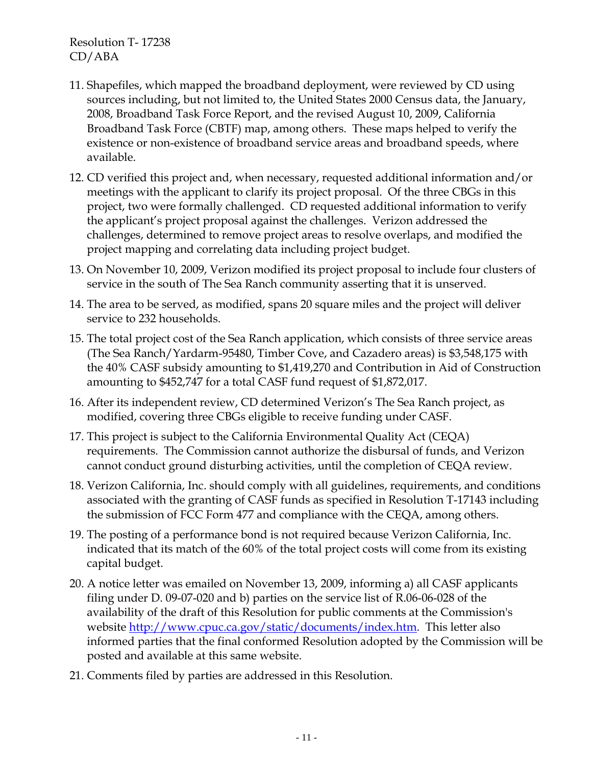11. Shapefiles, which mapped the broadband deployment, were reviewed by CD using sources including, but not limited to, the United States 2000 Census data, the January, 2008, Broadband Task Force Report, and the revised August 10, 2009, California Broadband Task Force (CBTF) map, among others. These maps helped to verify the existence or non-existence of broadband service areas and broadband speeds, where available.

12. CD verified this project and, when necessary, requested additional information and/or meetings with the applicant to clarify its project proposal. Of the three CBGs in this project, two were formally challenged. CD requested additional information to verify the applicant's project proposal against the challenges. Verizon addressed the challenges, determined to remove project areas to resolve overlaps, and modified the project mapping and correlating data including project budget.

13. On November 10, 2009, Verizon modified its project proposal to include four clusters of service in the south of The Sea Ranch community asserting that it is unserved.

14. The area to be served, as modified, spans 20 square miles and the project will deliver service to 232 households.

15. The total project cost of the Sea Ranch application, which consists of three service areas (The Sea Ranch/Yardarm-95480, Timber Cove, and Cazadero areas) is $3,548,175 with the 40% CASF subsidy amounting to $1,419,270 and Contribution in Aid of Construction amounting to $452,747 for a total CASF fund request of $1,872,017.

16. After its independent review, CD determined Verizon's The Sea Ranch project, as modified, covering three CBGs eligible to receive funding under CASF.

17. This project is subject to the California Environmental Quality Act (CEQA) requirements. The Commission cannot authorize the disbursal of funds, and Verizon cannot conduct ground disturbing activities, until the completion of CEQA review.

18. Verizon California, Inc. should comply with all guidelines, requirements, and conditions associated with the granting of CASF funds as specified in Resolution T-17143 including the submission of FCC Form 477 and compliance with the CEQA, among others.

19. The posting of a performance bond is not required because Verizon California, Inc. indicated that its match of the 60% of the total project costs will come from its existing capital budget.

20. A notice letter was emailed on November 13, 2009, informing a) all CASF applicants filing under D. 09-07-020 and b) parties on the service list of R.06-06-028 of the availability of the draft of this Resolution for public comments at the Commission's website http://www.cpuc.ca.gov/static/documents/index.htm. This letter also informed parties that the final conformed Resolution adopted by the Commission will be posted and available at this same website.

21. Comments filed by parties are addressed in this Resolution.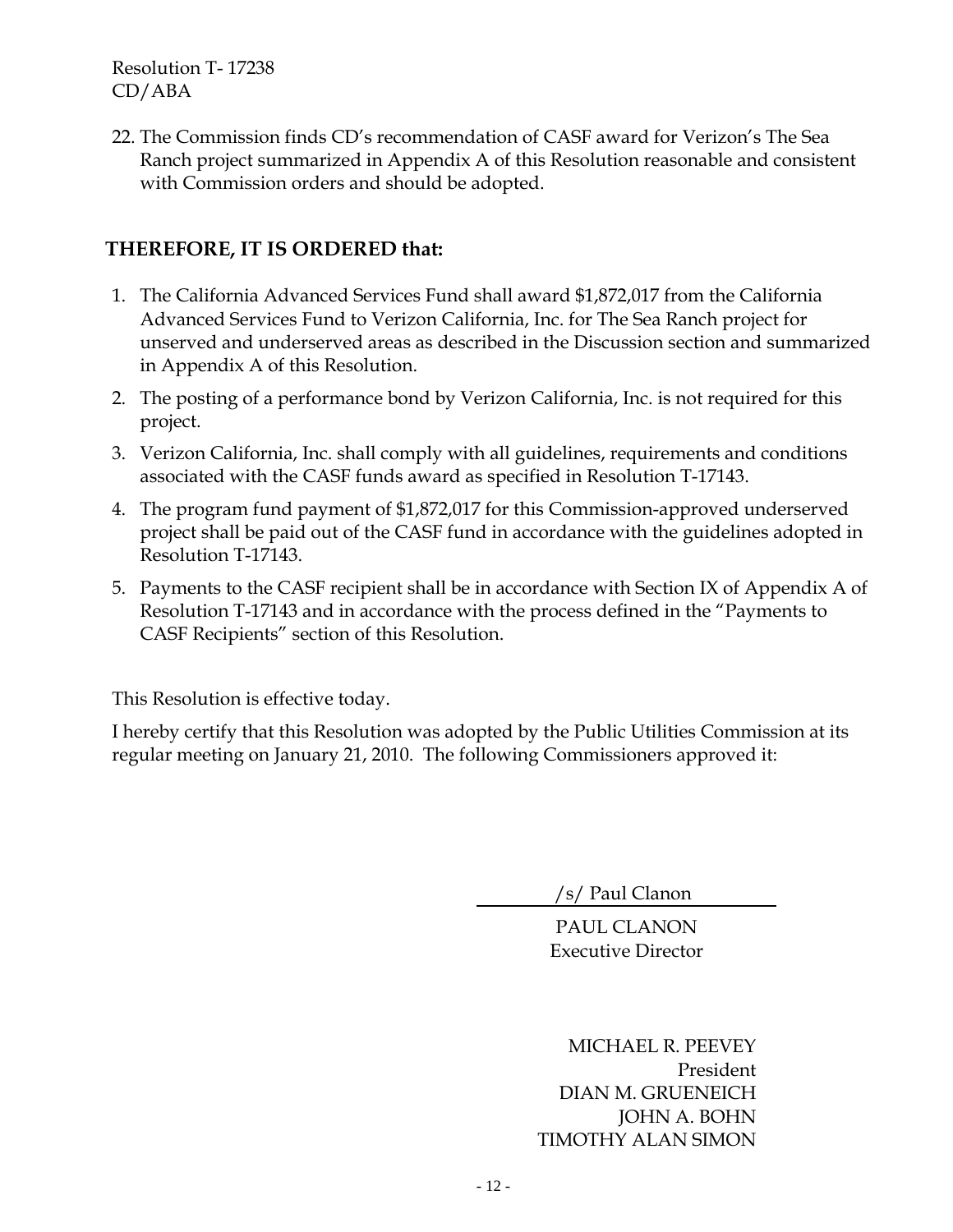22. The Commission finds CD's recommendation of CASF award for Verizon's The Sea Ranch project summarized in Appendix A of this Resolution reasonable and consistent with Commission orders and should be adopted.

**THEREFORE, IT IS ORDERED that:**

1. The California Advanced Services Fund shall award $1,872,017 from the California Advanced Services Fund to Verizon California, Inc. for The Sea Ranch project for unserved and underserved areas as described in the Discussion section and summarized in Appendix A of this Resolution.
2. The posting of a performance bond by Verizon California, Inc. is not required for this project.
3. Verizon California, Inc. shall comply with all guidelines, requirements and conditions associated with the CASF funds award as specified in Resolution T-17143.
4. The program fund payment of $1,872,017 for this Commission-approved underserved project shall be paid out of the CASF fund in accordance with the guidelines adopted in Resolution T-17143.
5. Payments to the CASF recipient shall be in accordance with Section IX of Appendix A of Resolution T-17143 and in accordance with the process defined in the "Payments to CASF Recipients" section of this Resolution.

This Resolution is effective today.

I hereby certify that this Resolution was adopted by the Public Utilities Commission at its regular meeting on January 21, 2010. The following Commissioners approved it:

/s/ Paul Clanon

PAUL CLANON
Executive Director

MICHAEL R. PEEVEY
President
DIAN M. GRUENEICH
JOHN A. BOHN
TIMOTHY ALAN SIMON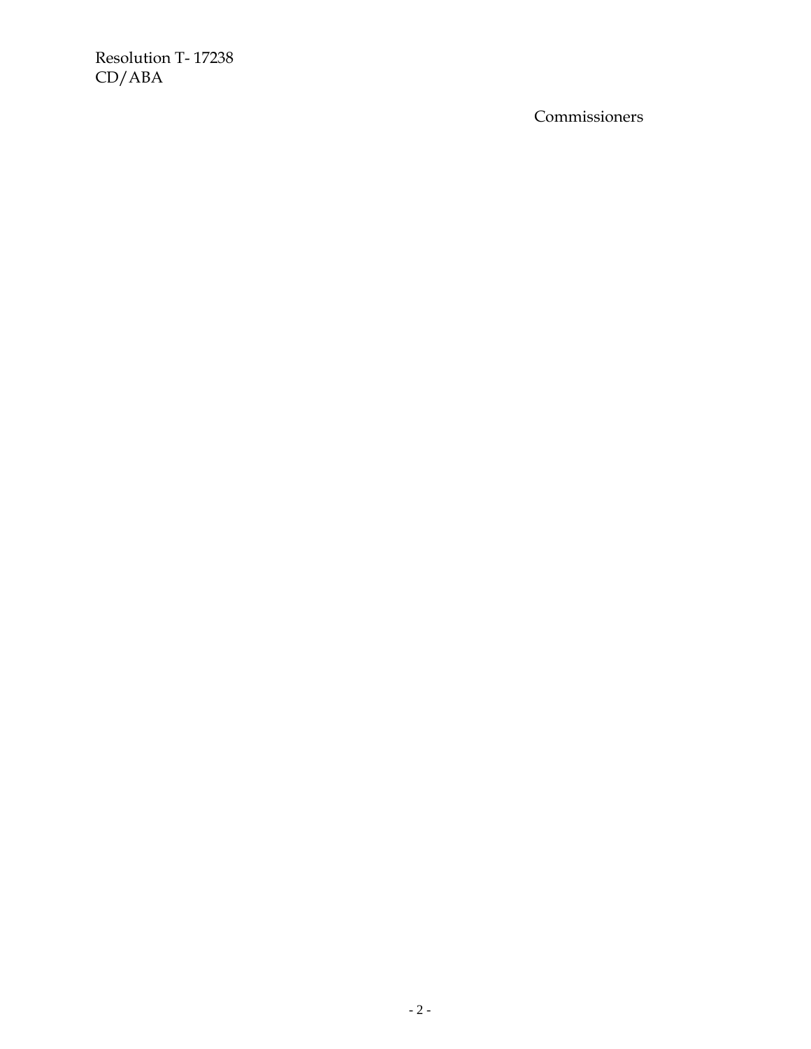Commissioners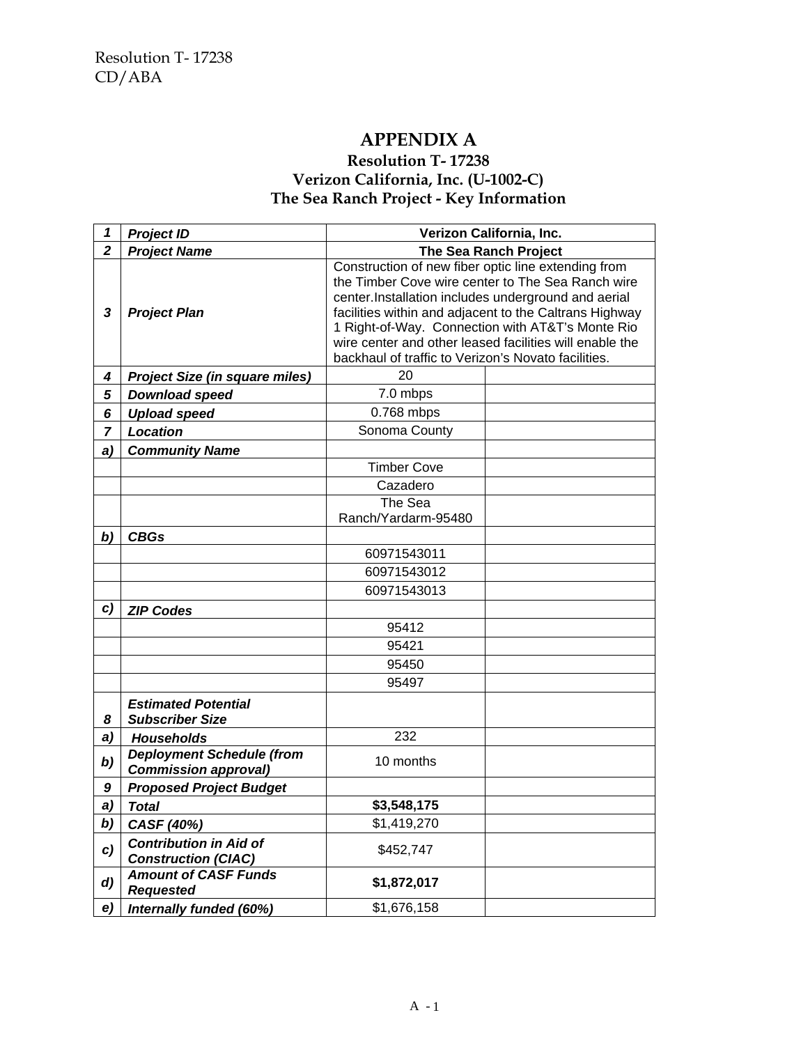# APPENDIX A

### Resolution T- 17238
### Verizon California, Inc. (U-1002-C)
### The Sea Ranch Project - Key Information

| | | | |
|---|---|---|---|
| **1** | ***Project ID*** | **Verizon California, Inc.** | |
| **2** | ***Project Name*** | **The Sea Ranch Project** | |
| **3** | ***Project Plan*** | Construction of new fiber optic line extending from the Timber Cove wire center to The Sea Ranch wire center.Installation includes underground and aerial facilities within and adjacent to the Caltrans Highway 1 Right-of-Way. Connection with AT&T's Monte Rio wire center and other leased facilities will enable the backhaul of traffic to Verizon's Novato facilities. | |
| **4** | ***Project Size (in square miles)*** | 20 | |
| **5** | ***Download speed*** | 7.0 mbps | |
| **6** | ***Upload speed*** | 0.768 mbps | |
| **7** | ***Location*** | Sonoma County | |
| ***a)*** | ***Community Name*** | | |
| | | Timber Cove | |
| | | Cazadero | |
| | | The Sea Ranch/Yardarm-95480 | |
| ***b)*** | ***CBGs*** | | |
| | | 60971543011 | |
| | | 60971543012 | |
| | | 60971543013 | |
| ***c)*** | ***ZIP Codes*** | | |
| | | 95412 | |
| | | 95421 | |
| | | 95450 | |
| | | 95497 | |
| **8** | ***Estimated Potential Subscriber Size*** | | |
| ***a)*** | ***Households*** | 232 | |
| ***b)*** | ***Deployment Schedule (from Commission approval)*** | 10 months | |
| **9** | ***Proposed Project Budget*** | | |
| ***a)*** | ***Total*** | **$3,548,175** | |
| ***b)*** | ***CASF (40%)*** | $1,419,270 | |
| ***c)*** | ***Contribution in Aid of Construction (CIAC)*** | $452,747 | |
| ***d)*** | ***Amount of CASF Funds Requested*** | **$1,872,017** | |
| ***e)*** | ***Internally funded (60%)*** | $1,676,158 | |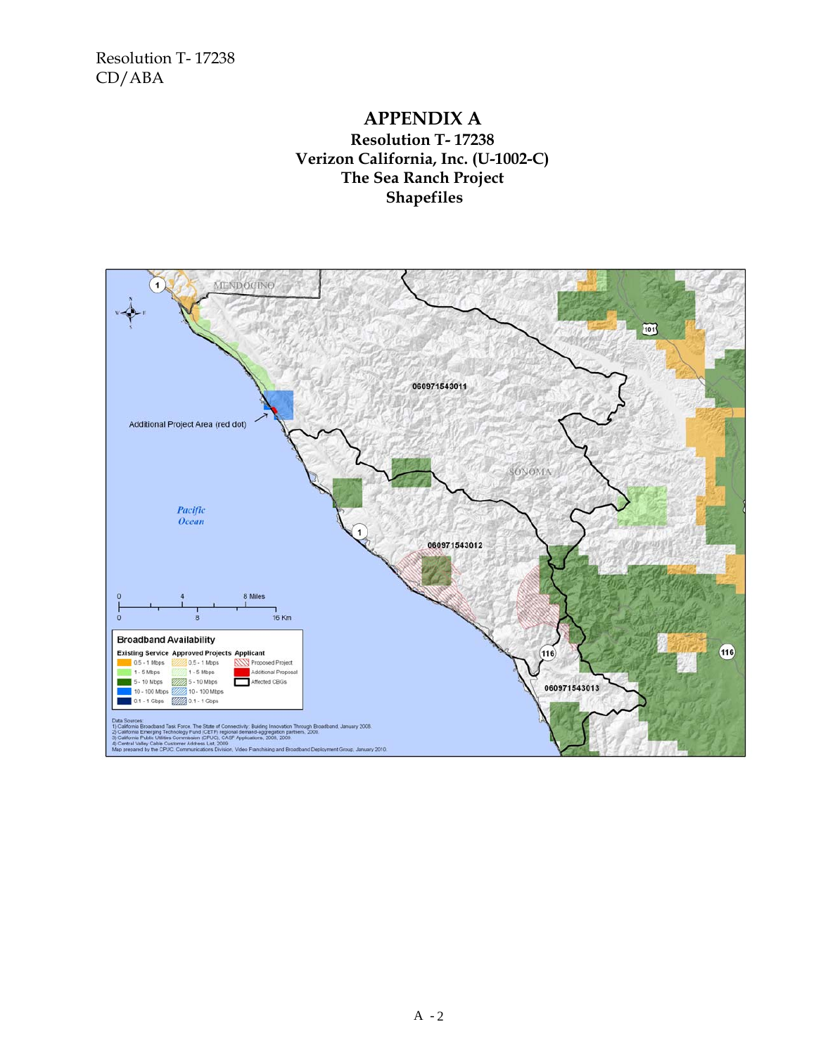# APPENDIX A

## Resolution T- 17238
## Verizon California, Inc. (U-1002-C)
## The Sea Ranch Project
## Shapefiles

MENDOCINO

060971543011

Additional Project Area (red dot)

SONOMA

Pacific Ocean

060971543012

060971543013

0 4 8 Miles

0 8 16 Km

**Broadband Availability**

| Existing Service | Approved Projects | Applicant |
|---|---|---|
| 0.5 - 1 Mbps | 0.5 - 1 Mbps | Proposed Project |
| 1 - 5 Mbps | 1 - 5 Mbps | Additional Proposal |
| 5 - 10 Mbps | 5 - 10 Mbps | Affected CBGs |
| 10 - 100 Mbps | 10 - 100 Mbps | |
| 0.1 - 1 Gbps | 0.1 - 1 Gbps | |

Data Sources:
1) California Broadband Task Force, The State of Connectivity: Building Innovation Through Broadband, January 2008.
2) California Emerging Technology Fund (CETF) regional demand-aggregation partners, 2009.
3) California Public Utilities Commission (CPUC), CASF Applications, 2008, 2009.
4) Central Valley Cable Customer Address List, 2009.
Map prepared by the CPUC, Communications Division, Video Franchising and Broadband Deployment Group, January 2010.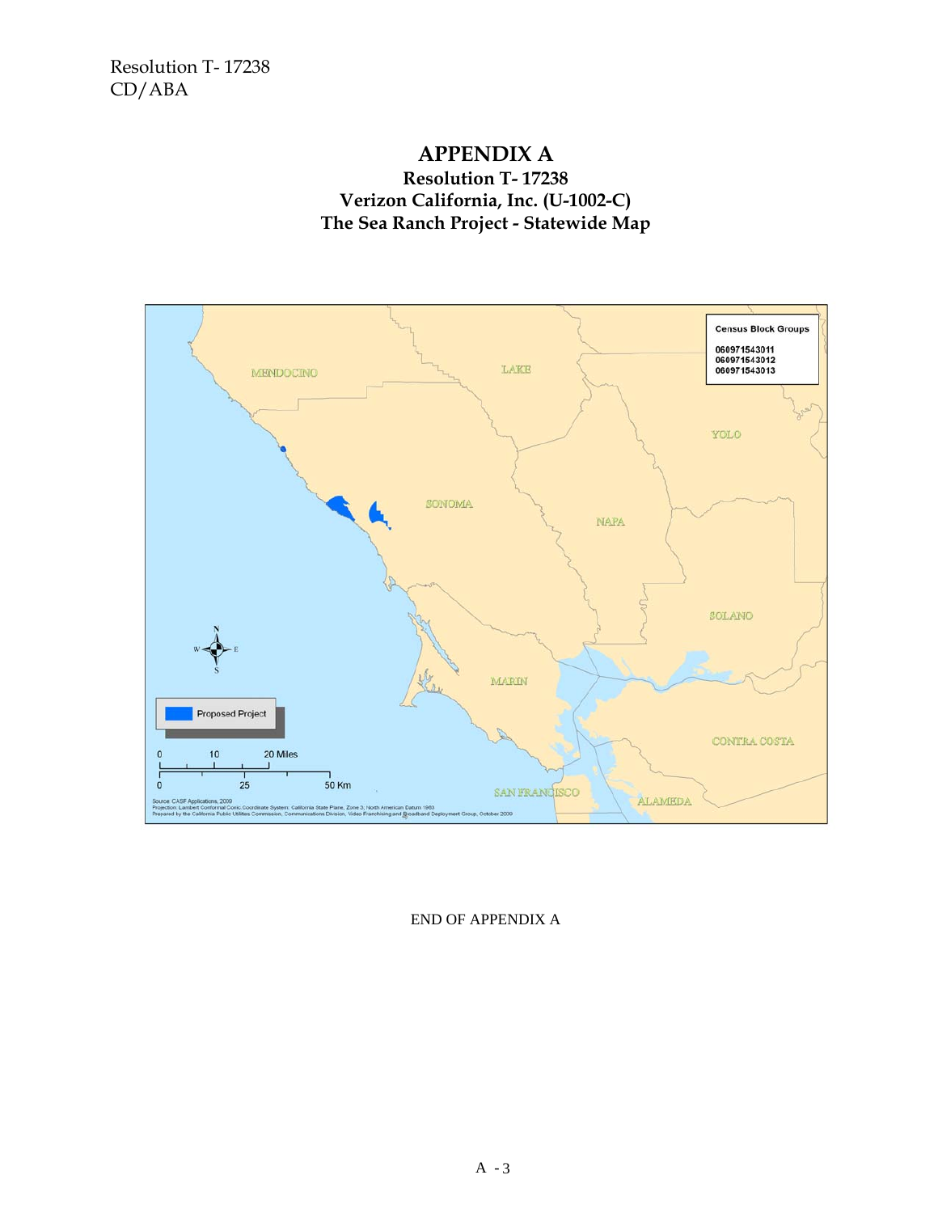# APPENDIX A

**Resolution T- 17238**
**Verizon California, Inc. (U-1002-C)**
**The Sea Ranch Project - Statewide Map**

Census Block Groups

060971543011
060971543012
060971543013

MENDOCINO

LAKE

YOLO

SONOMA

NAPA

SOLANO

MARIN

CONTRA COSTA

SAN FRANCISCO

ALAMEDA

N

W

E

S

Proposed Project

0 10 20 Miles

0 25 50 Km

Source: CASF Applications, 2009
Projection: Lambert Conformal Conic Coordinate System: California State Plane, Zone 3; North American Datum 1983
Prepared by the California Public Utilities Commission, Communications Division, Video Franchising and Broadband Deployment Group, October 2009

END OF APPENDIX A